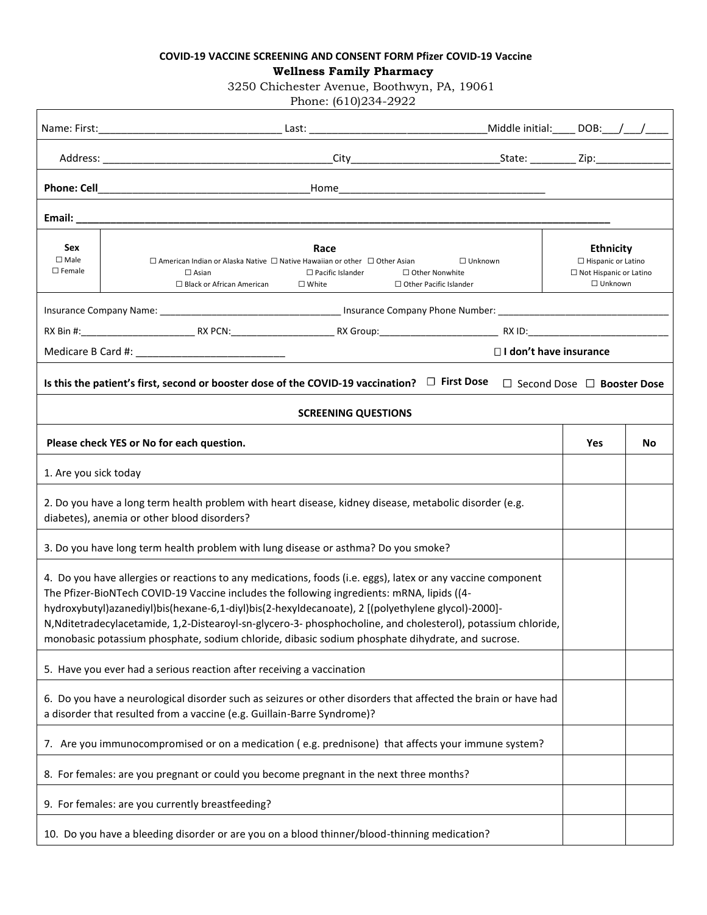**COVID-19 VACCINE SCREENING AND CONSENT FORM Pfizer COVID-19 Vaccine**

**Wellness Family Pharmacy**

3250 Chichester Avenue, Boothwyn, PA, 19061

Phone: (610)234-2922

Name: First:______________________________ Last: ______________________________Middle initial:____ DOB:___/___/____

Address: ________________________________________City_________________________State: ________ Zip:____________

**Phone: Cell**___________________________________Home___________________________________

**Email:** ____________________________________________________________________________________

| **Sex** | **Race** | **Ethnicity** |
|---|---|---|
| ☐ Male<br>☐ Female | ☐ American Indian or Alaska Native ☐ Native Hawaiian or other ☐ Other Asian ☐ Unknown<br>☐ Asian ☐ Pacific Islander ☐ Other Nonwhite<br>☐ Black or African American ☐ White ☐ Other Pacific Islander | ☐ Hispanic or Latino<br>☐ Not Hispanic or Latino<br>☐ Unknown |

Insurance Company Name: __________________________________ Insurance Company Phone Number: ________________________________

RX Bin #:_____________________ RX PCN:___________________ RX Group:______________________ RX ID:__________________________

Medicare B Card #: __________________________ ☐ **I don't have insurance**

**Is this the patient's first, second or booster dose of the COVID-19 vaccination?** ☐ **First Dose** ☐ Second Dose ☐ **Booster Dose**

**SCREENING QUESTIONS**

| **Please check YES or No for each question.** | **Yes** | **No** |
|---|---|---|
| 1. Are you sick today | | |
| 2. Do you have a long term health problem with heart disease, kidney disease, metabolic disorder (e.g. diabetes), anemia or other blood disorders? | | |
| 3. Do you have long term health problem with lung disease or asthma? Do you smoke? | | |
| 4. Do you have allergies or reactions to any medications, foods (i.e. eggs), latex or any vaccine component The Pfizer-BioNTech COVID-19 Vaccine includes the following ingredients: mRNA, lipids ((4-hydroxybutyl)azanediyl)bis(hexane-6,1-diyl)bis(2-hexyldecanoate), 2 [(polyethylene glycol)-2000]-N,Nditetradecylacetamide, 1,2-Distearoyl-sn-glycero-3- phosphocholine, and cholesterol), potassium chloride, monobasic potassium phosphate, sodium chloride, dibasic sodium phosphate dihydrate, and sucrose. | | |
| 5. Have you ever had a serious reaction after receiving a vaccination | | |
| 6. Do you have a neurological disorder such as seizures or other disorders that affected the brain or have had a disorder that resulted from a vaccine (e.g. Guillain-Barre Syndrome)? | | |
| 7. Are you immunocompromised or on a medication ( e.g. prednisone) that affects your immune system? | | |
| 8. For females: are you pregnant or could you become pregnant in the next three months? | | |
| 9. For females: are you currently breastfeeding? | | |
| 10. Do you have a bleeding disorder or are you on a blood thinner/blood-thinning medication? | | |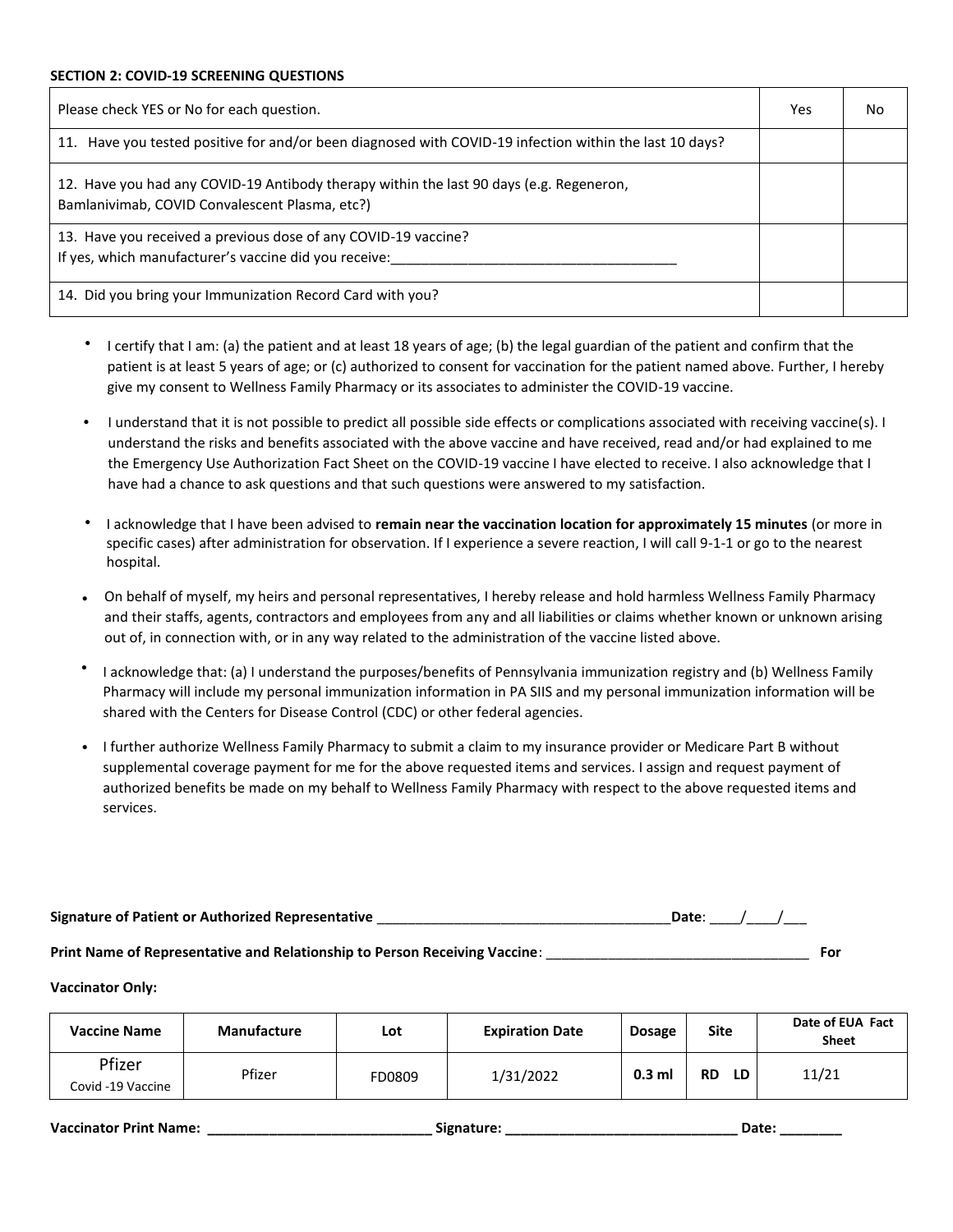**SECTION 2: COVID-19 SCREENING QUESTIONS**

| Please check YES or No for each question. | Yes | No |
|---|---|---|
| 11. Have you tested positive for and/or been diagnosed with COVID-19 infection within the last 10 days? | | |
| 12. Have you had any COVID-19 Antibody therapy within the last 90 days (e.g. Regeneron, Bamlanivimab, COVID Convalescent Plasma, etc?) | | |
| 13. Have you received a previous dose of any COVID-19 vaccine? If yes, which manufacturer's vaccine did you receive:_____________________________________ | | |
| 14. Did you bring your Immunization Record Card with you? | | |

- I certify that I am: (a) the patient and at least 18 years of age; (b) the legal guardian of the patient and confirm that the patient is at least 5 years of age; or (c) authorized to consent for vaccination for the patient named above. Further, I hereby give my consent to Wellness Family Pharmacy or its associates to administer the COVID-19 vaccine.
- I understand that it is not possible to predict all possible side effects or complications associated with receiving vaccine(s). I understand the risks and benefits associated with the above vaccine and have received, read and/or had explained to me the Emergency Use Authorization Fact Sheet on the COVID-19 vaccine I have elected to receive. I also acknowledge that I have had a chance to ask questions and that such questions were answered to my satisfaction.
- I acknowledge that I have been advised to **remain near the vaccination location for approximately 15 minutes** (or more in specific cases) after administration for observation. If I experience a severe reaction, I will call 9-1-1 or go to the nearest hospital.
- On behalf of myself, my heirs and personal representatives, I hereby release and hold harmless Wellness Family Pharmacy and their staffs, agents, contractors and employees from any and all liabilities or claims whether known or unknown arising out of, in connection with, or in any way related to the administration of the vaccine listed above.
- I acknowledge that: (a) I understand the purposes/benefits of Pennsylvania immunization registry and (b) Wellness Family Pharmacy will include my personal immunization information in PA SIIS and my personal immunization information will be shared with the Centers for Disease Control (CDC) or other federal agencies.
- I further authorize Wellness Family Pharmacy to submit a claim to my insurance provider or Medicare Part B without supplemental coverage payment for me for the above requested items and services. I assign and request payment of authorized benefits be made on my behalf to Wellness Family Pharmacy with respect to the above requested items and services.

**Signature of Patient or Authorized Representative** ______________________________________**Date**: ____/____/___

**Print Name of Representative and Relationship to Person Receiving Vaccine**: __________________________________ **For Vaccinator Only:**

| Vaccine Name | Manufacture | Lot | Expiration Date | Dosage | Site | Date of EUA Fact Sheet |
|---|---|---|---|---|---|---|
| Pfizer Covid -19 Vaccine | Pfizer | FD0809 | 1/31/2022 | **0.3 ml** | **RD LD** | 11/21 |

**Vaccinator Print Name: _____________________________ Signature: ______________________________ Date: ________**